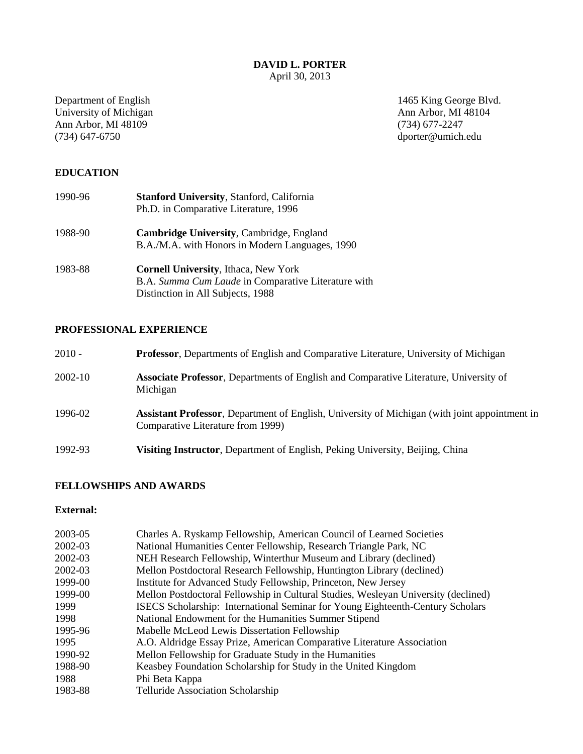# DAVID L. PORTER

April 30, 2013

Department of English
University of Michigan
Ann Arbor, MI 48109
(734) 647-6750

1465 King George Blvd.
Ann Arbor, MI 48104
(734) 677-2247
dporter@umich.edu

## EDUCATION

1990-96 **Stanford University**, Stanford, California
Ph.D. in Comparative Literature, 1996

1988-90 **Cambridge University**, Cambridge, England
B.A./M.A. with Honors in Modern Languages, 1990

1983-88 **Cornell University**, Ithaca, New York
B.A. *Summa Cum Laude* in Comparative Literature with Distinction in All Subjects, 1988

## PROFESSIONAL EXPERIENCE

2010 - **Professor**, Departments of English and Comparative Literature, University of Michigan

2002-10 **Associate Professor**, Departments of English and Comparative Literature, University of Michigan

1996-02 **Assistant Professor**, Department of English, University of Michigan (with joint appointment in Comparative Literature from 1999)

1992-93 **Visiting Instructor**, Department of English, Peking University, Beijing, China

## FELLOWSHIPS AND AWARDS

### External:

2003-05 Charles A. Ryskamp Fellowship, American Council of Learned Societies
2002-03 National Humanities Center Fellowship, Research Triangle Park, NC
2002-03 NEH Research Fellowship, Winterthur Museum and Library (declined)
2002-03 Mellon Postdoctoral Research Fellowship, Huntington Library (declined)
1999-00 Institute for Advanced Study Fellowship, Princeton, New Jersey
1999-00 Mellon Postdoctoral Fellowship in Cultural Studies, Wesleyan University (declined)
1999 ISECS Scholarship: International Seminar for Young Eighteenth-Century Scholars
1998 National Endowment for the Humanities Summer Stipend
1995-96 Mabelle McLeod Lewis Dissertation Fellowship
1995 A.O. Aldridge Essay Prize, American Comparative Literature Association
1990-92 Mellon Fellowship for Graduate Study in the Humanities
1988-90 Keasbey Foundation Scholarship for Study in the United Kingdom
1988 Phi Beta Kappa
1983-88 Telluride Association Scholarship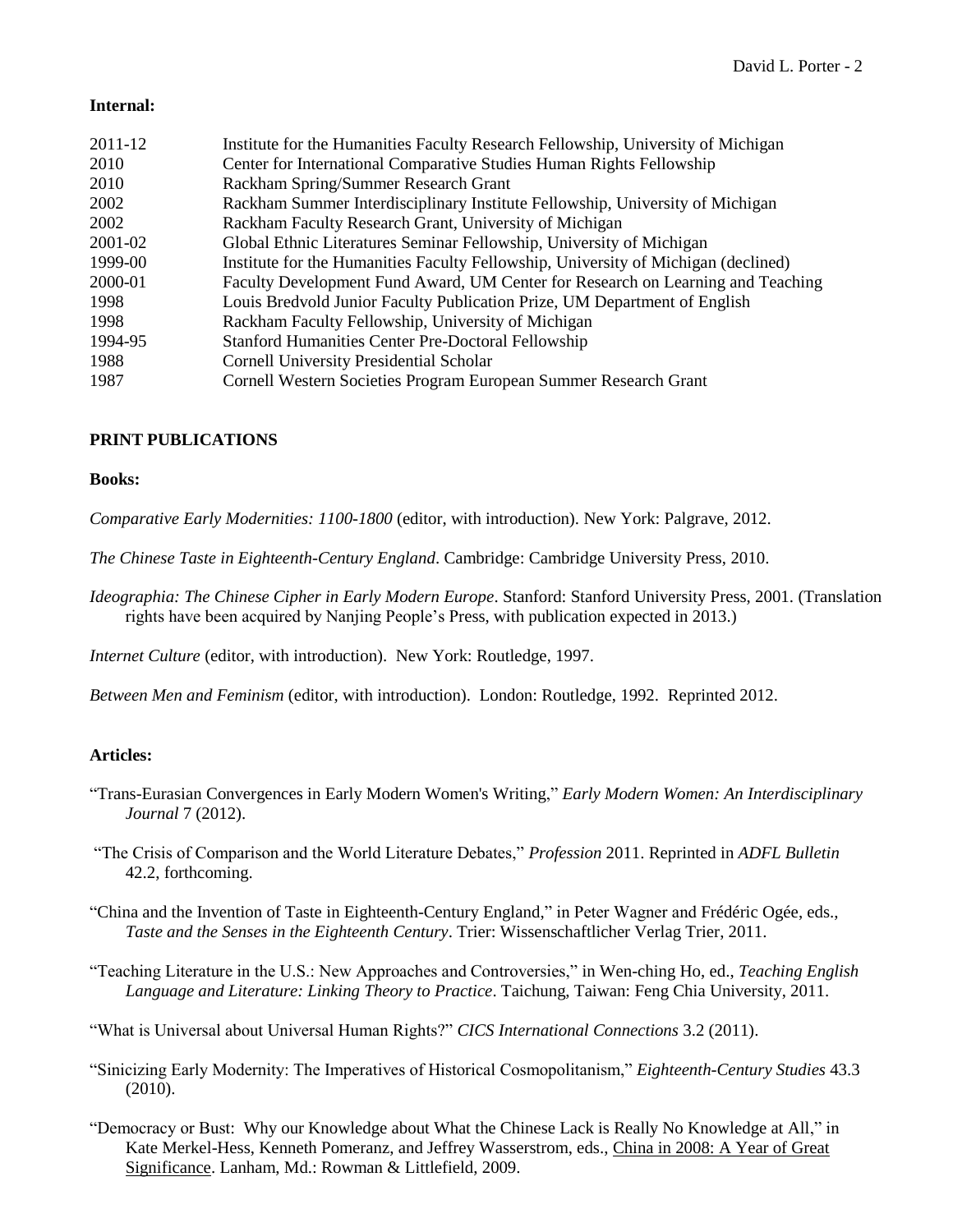**Internal:**

| | |
|---|---|
| 2011-12 | Institute for the Humanities Faculty Research Fellowship, University of Michigan |
| 2010 | Center for International Comparative Studies Human Rights Fellowship |
| 2010 | Rackham Spring/Summer Research Grant |
| 2002 | Rackham Summer Interdisciplinary Institute Fellowship, University of Michigan |
| 2002 | Rackham Faculty Research Grant, University of Michigan |
| 2001-02 | Global Ethnic Literatures Seminar Fellowship, University of Michigan |
| 1999-00 | Institute for the Humanities Faculty Fellowship, University of Michigan (declined) |
| 2000-01 | Faculty Development Fund Award, UM Center for Research on Learning and Teaching |
| 1998 | Louis Bredvold Junior Faculty Publication Prize, UM Department of English |
| 1998 | Rackham Faculty Fellowship, University of Michigan |
| 1994-95 | Stanford Humanities Center Pre-Doctoral Fellowship |
| 1988 | Cornell University Presidential Scholar |
| 1987 | Cornell Western Societies Program European Summer Research Grant |

## PRINT PUBLICATIONS

### Books:

*Comparative Early Modernities: 1100-1800* (editor, with introduction). New York: Palgrave, 2012.

*The Chinese Taste in Eighteenth-Century England*. Cambridge: Cambridge University Press, 2010.

*Ideographia: The Chinese Cipher in Early Modern Europe*. Stanford: Stanford University Press, 2001. (Translation rights have been acquired by Nanjing People's Press, with publication expected in 2013.)

*Internet Culture* (editor, with introduction). New York: Routledge, 1997.

*Between Men and Feminism* (editor, with introduction). London: Routledge, 1992. Reprinted 2012.

### Articles:

"Trans-Eurasian Convergences in Early Modern Women's Writing," *Early Modern Women: An Interdisciplinary Journal* 7 (2012).

"The Crisis of Comparison and the World Literature Debates," *Profession* 2011. Reprinted in *ADFL Bulletin* 42.2, forthcoming.

"China and the Invention of Taste in Eighteenth-Century England," in Peter Wagner and Frédéric Ogée, eds., *Taste and the Senses in the Eighteenth Century*. Trier: Wissenschaftlicher Verlag Trier, 2011.

"Teaching Literature in the U.S.: New Approaches and Controversies," in Wen-ching Ho, ed., *Teaching English Language and Literature: Linking Theory to Practice*. Taichung, Taiwan: Feng Chia University, 2011.

"What is Universal about Universal Human Rights?" *CICS International Connections* 3.2 (2011).

"Sinicizing Early Modernity: The Imperatives of Historical Cosmopolitanism," *Eighteenth-Century Studies* 43.3 (2010).

"Democracy or Bust: Why our Knowledge about What the Chinese Lack is Really No Knowledge at All," in Kate Merkel-Hess, Kenneth Pomeranz, and Jeffrey Wasserstrom, eds., China in 2008: A Year of Great Significance. Lanham, Md.: Rowman & Littlefield, 2009.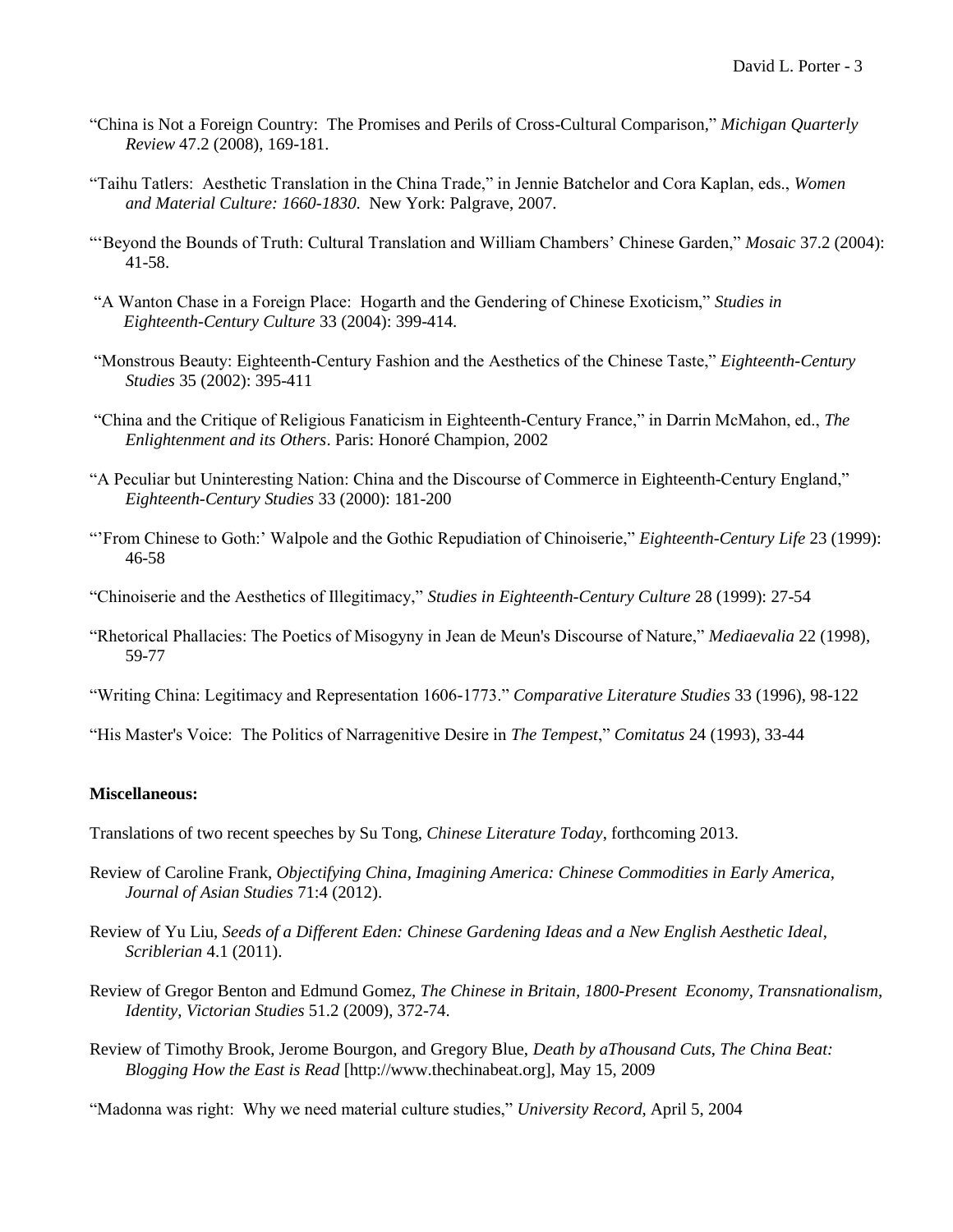"China is Not a Foreign Country: The Promises and Perils of Cross-Cultural Comparison," *Michigan Quarterly Review* 47.2 (2008), 169-181.

"Taihu Tatlers: Aesthetic Translation in the China Trade," in Jennie Batchelor and Cora Kaplan, eds., *Women and Material Culture: 1660-1830*. New York: Palgrave, 2007.

"'Beyond the Bounds of Truth: Cultural Translation and William Chambers' Chinese Garden," *Mosaic* 37.2 (2004): 41-58.

"A Wanton Chase in a Foreign Place: Hogarth and the Gendering of Chinese Exoticism," *Studies in Eighteenth-Century Culture* 33 (2004): 399-414.

"Monstrous Beauty: Eighteenth-Century Fashion and the Aesthetics of the Chinese Taste," *Eighteenth-Century Studies* 35 (2002): 395-411

"China and the Critique of Religious Fanaticism in Eighteenth-Century France," in Darrin McMahon, ed., *The Enlightenment and its Others*. Paris: Honoré Champion, 2002

"A Peculiar but Uninteresting Nation: China and the Discourse of Commerce in Eighteenth-Century England," *Eighteenth-Century Studies* 33 (2000): 181-200

"'From Chinese to Goth:' Walpole and the Gothic Repudiation of Chinoiserie," *Eighteenth-Century Life* 23 (1999): 46-58

"Chinoiserie and the Aesthetics of Illegitimacy," *Studies in Eighteenth-Century Culture* 28 (1999): 27-54

"Rhetorical Phallacies: The Poetics of Misogyny in Jean de Meun's Discourse of Nature," *Mediaevalia* 22 (1998), 59-77

"Writing China: Legitimacy and Representation 1606-1773." *Comparative Literature Studies* 33 (1996), 98-122

"His Master's Voice: The Politics of Narragenitive Desire in *The Tempest*," *Comitatus* 24 (1993), 33-44

**Miscellaneous:**

Translations of two recent speeches by Su Tong, *Chinese Literature Today*, forthcoming 2013.

Review of Caroline Frank, *Objectifying China, Imagining America: Chinese Commodities in Early America*, *Journal of Asian Studies* 71:4 (2012).

Review of Yu Liu, *Seeds of a Different Eden: Chinese Gardening Ideas and a New English Aesthetic Ideal*, *Scriblerian* 4.1 (2011).

Review of Gregor Benton and Edmund Gomez, *The Chinese in Britain, 1800-Present Economy, Transnationalism, Identity*, *Victorian Studies* 51.2 (2009), 372-74.

Review of Timothy Brook, Jerome Bourgon, and Gregory Blue, *Death by aThousand Cuts*, *The China Beat: Blogging How the East is Read* [http://www.thechinabeat.org], May 15, 2009

"Madonna was right: Why we need material culture studies," *University Record*, April 5, 2004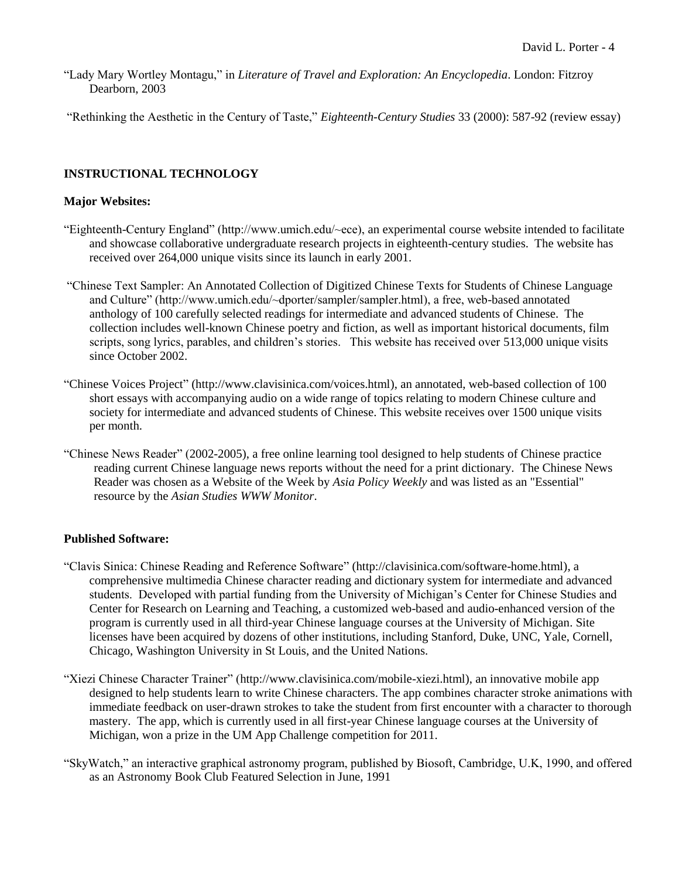"Lady Mary Wortley Montagu," in *Literature of Travel and Exploration: An Encyclopedia*. London: Fitzroy Dearborn, 2003

"Rethinking the Aesthetic in the Century of Taste," *Eighteenth-Century Studies* 33 (2000): 587-92 (review essay)

## INSTRUCTIONAL TECHNOLOGY

### Major Websites:

"Eighteenth-Century England" (http://www.umich.edu/~ece), an experimental course website intended to facilitate and showcase collaborative undergraduate research projects in eighteenth-century studies. The website has received over 264,000 unique visits since its launch in early 2001.

"Chinese Text Sampler: An Annotated Collection of Digitized Chinese Texts for Students of Chinese Language and Culture" (http://www.umich.edu/~dporter/sampler/sampler.html), a free, web-based annotated anthology of 100 carefully selected readings for intermediate and advanced students of Chinese. The collection includes well-known Chinese poetry and fiction, as well as important historical documents, film scripts, song lyrics, parables, and children's stories. This website has received over 513,000 unique visits since October 2002.

"Chinese Voices Project" (http://www.clavisinica.com/voices.html), an annotated, web-based collection of 100 short essays with accompanying audio on a wide range of topics relating to modern Chinese culture and society for intermediate and advanced students of Chinese. This website receives over 1500 unique visits per month.

"Chinese News Reader" (2002-2005), a free online learning tool designed to help students of Chinese practice reading current Chinese language news reports without the need for a print dictionary. The Chinese News Reader was chosen as a Website of the Week by *Asia Policy Weekly* and was listed as an "Essential" resource by the *Asian Studies WWW Monitor*.

### Published Software:

"Clavis Sinica: Chinese Reading and Reference Software" (http://clavisinica.com/software-home.html), a comprehensive multimedia Chinese character reading and dictionary system for intermediate and advanced students. Developed with partial funding from the University of Michigan's Center for Chinese Studies and Center for Research on Learning and Teaching, a customized web-based and audio-enhanced version of the program is currently used in all third-year Chinese language courses at the University of Michigan. Site licenses have been acquired by dozens of other institutions, including Stanford, Duke, UNC, Yale, Cornell, Chicago, Washington University in St Louis, and the United Nations.

"Xiezi Chinese Character Trainer" (http://www.clavisinica.com/mobile-xiezi.html), an innovative mobile app designed to help students learn to write Chinese characters. The app combines character stroke animations with immediate feedback on user-drawn strokes to take the student from first encounter with a character to thorough mastery. The app, which is currently used in all first-year Chinese language courses at the University of Michigan, won a prize in the UM App Challenge competition for 2011.

"SkyWatch," an interactive graphical astronomy program, published by Biosoft, Cambridge, U.K, 1990, and offered as an Astronomy Book Club Featured Selection in June, 1991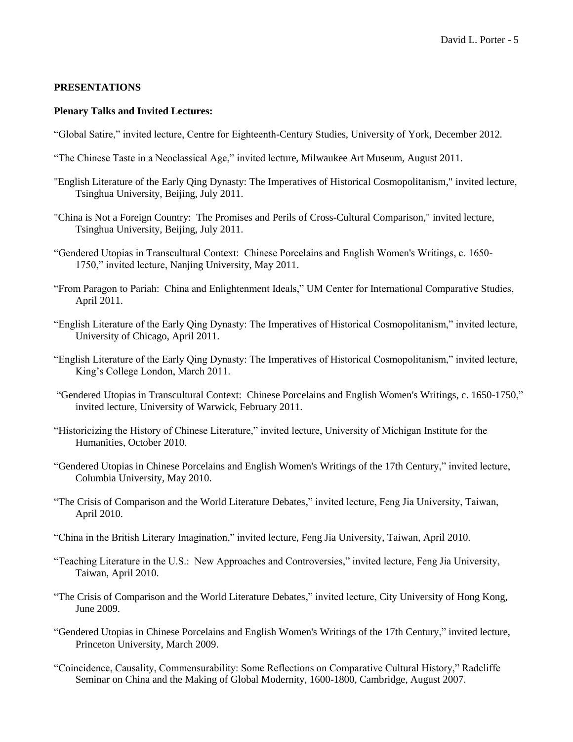## PRESENTATIONS

### Plenary Talks and Invited Lectures:

"Global Satire," invited lecture, Centre for Eighteenth-Century Studies, University of York, December 2012.

"The Chinese Taste in a Neoclassical Age," invited lecture, Milwaukee Art Museum, August 2011.

"English Literature of the Early Qing Dynasty: The Imperatives of Historical Cosmopolitanism," invited lecture, Tsinghua University, Beijing, July 2011.

"China is Not a Foreign Country: The Promises and Perils of Cross-Cultural Comparison," invited lecture, Tsinghua University, Beijing, July 2011.

"Gendered Utopias in Transcultural Context: Chinese Porcelains and English Women's Writings, c. 1650-1750," invited lecture, Nanjing University, May 2011.

"From Paragon to Pariah: China and Enlightenment Ideals," UM Center for International Comparative Studies, April 2011.

"English Literature of the Early Qing Dynasty: The Imperatives of Historical Cosmopolitanism," invited lecture, University of Chicago, April 2011.

"English Literature of the Early Qing Dynasty: The Imperatives of Historical Cosmopolitanism," invited lecture, King's College London, March 2011.

"Gendered Utopias in Transcultural Context: Chinese Porcelains and English Women's Writings, c. 1650-1750," invited lecture, University of Warwick, February 2011.

"Historicizing the History of Chinese Literature," invited lecture, University of Michigan Institute for the Humanities, October 2010.

"Gendered Utopias in Chinese Porcelains and English Women's Writings of the 17th Century," invited lecture, Columbia University, May 2010.

"The Crisis of Comparison and the World Literature Debates," invited lecture, Feng Jia University, Taiwan, April 2010.

"China in the British Literary Imagination," invited lecture, Feng Jia University, Taiwan, April 2010.

"Teaching Literature in the U.S.: New Approaches and Controversies," invited lecture, Feng Jia University, Taiwan, April 2010.

"The Crisis of Comparison and the World Literature Debates," invited lecture, City University of Hong Kong, June 2009.

"Gendered Utopias in Chinese Porcelains and English Women's Writings of the 17th Century," invited lecture, Princeton University, March 2009.

"Coincidence, Causality, Commensurability: Some Reflections on Comparative Cultural History," Radcliffe Seminar on China and the Making of Global Modernity, 1600-1800, Cambridge, August 2007.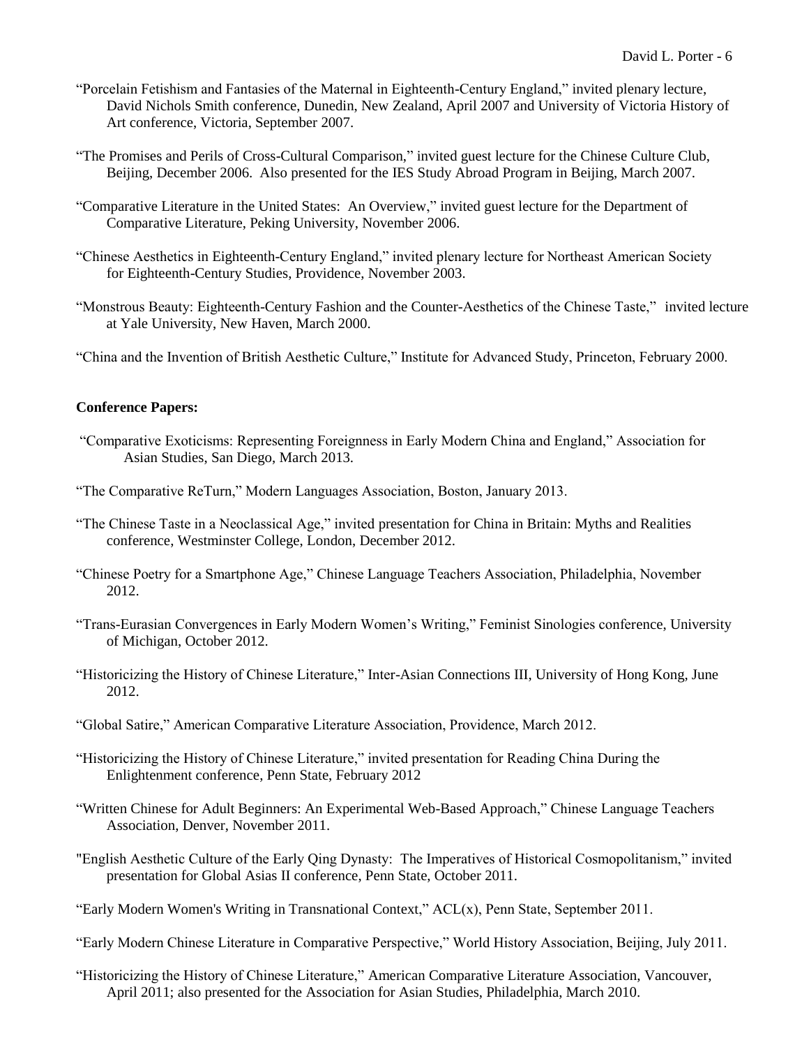"Porcelain Fetishism and Fantasies of the Maternal in Eighteenth-Century England," invited plenary lecture, David Nichols Smith conference, Dunedin, New Zealand, April 2007 and University of Victoria History of Art conference, Victoria, September 2007.

"The Promises and Perils of Cross-Cultural Comparison," invited guest lecture for the Chinese Culture Club, Beijing, December 2006. Also presented for the IES Study Abroad Program in Beijing, March 2007.

"Comparative Literature in the United States: An Overview," invited guest lecture for the Department of Comparative Literature, Peking University, November 2006.

"Chinese Aesthetics in Eighteenth-Century England," invited plenary lecture for Northeast American Society for Eighteenth-Century Studies, Providence, November 2003.

"Monstrous Beauty: Eighteenth-Century Fashion and the Counter-Aesthetics of the Chinese Taste," invited lecture at Yale University, New Haven, March 2000.

"China and the Invention of British Aesthetic Culture," Institute for Advanced Study, Princeton, February 2000.

**Conference Papers:**

"Comparative Exoticisms: Representing Foreignness in Early Modern China and England," Association for Asian Studies, San Diego, March 2013.

"The Comparative ReTurn," Modern Languages Association, Boston, January 2013.

"The Chinese Taste in a Neoclassical Age," invited presentation for China in Britain: Myths and Realities conference, Westminster College, London, December 2012.

"Chinese Poetry for a Smartphone Age," Chinese Language Teachers Association, Philadelphia, November 2012.

"Trans-Eurasian Convergences in Early Modern Women's Writing," Feminist Sinologies conference, University of Michigan, October 2012.

"Historicizing the History of Chinese Literature," Inter-Asian Connections III, University of Hong Kong, June 2012.

"Global Satire," American Comparative Literature Association, Providence, March 2012.

"Historicizing the History of Chinese Literature," invited presentation for Reading China During the Enlightenment conference, Penn State, February 2012

"Written Chinese for Adult Beginners: An Experimental Web-Based Approach," Chinese Language Teachers Association, Denver, November 2011.

"English Aesthetic Culture of the Early Qing Dynasty: The Imperatives of Historical Cosmopolitanism," invited presentation for Global Asias II conference, Penn State, October 2011.

"Early Modern Women's Writing in Transnational Context," ACL(x), Penn State, September 2011.

"Early Modern Chinese Literature in Comparative Perspective," World History Association, Beijing, July 2011.

"Historicizing the History of Chinese Literature," American Comparative Literature Association, Vancouver, April 2011; also presented for the Association for Asian Studies, Philadelphia, March 2010.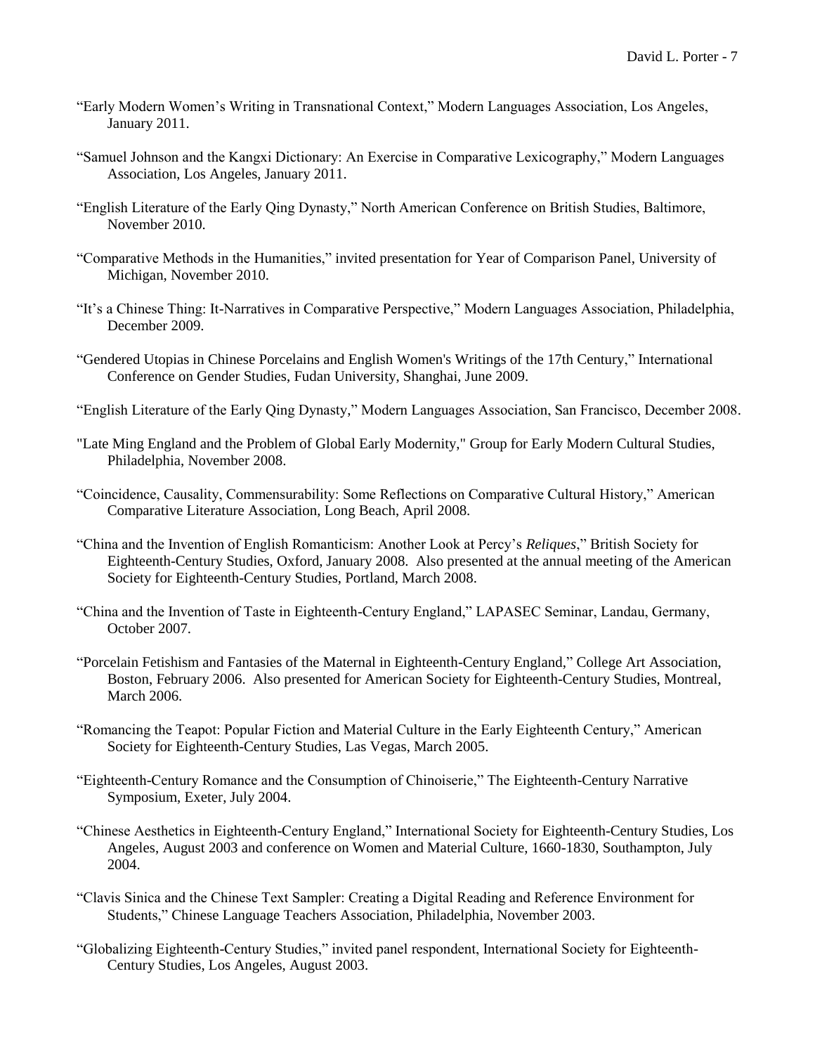"Early Modern Women's Writing in Transnational Context," Modern Languages Association, Los Angeles, January 2011.

"Samuel Johnson and the Kangxi Dictionary: An Exercise in Comparative Lexicography," Modern Languages Association, Los Angeles, January 2011.

"English Literature of the Early Qing Dynasty," North American Conference on British Studies, Baltimore, November 2010.

"Comparative Methods in the Humanities," invited presentation for Year of Comparison Panel, University of Michigan, November 2010.

"It's a Chinese Thing: It-Narratives in Comparative Perspective," Modern Languages Association, Philadelphia, December 2009.

"Gendered Utopias in Chinese Porcelains and English Women's Writings of the 17th Century," International Conference on Gender Studies, Fudan University, Shanghai, June 2009.

"English Literature of the Early Qing Dynasty," Modern Languages Association, San Francisco, December 2008.

"Late Ming England and the Problem of Global Early Modernity," Group for Early Modern Cultural Studies, Philadelphia, November 2008.

"Coincidence, Causality, Commensurability: Some Reflections on Comparative Cultural History," American Comparative Literature Association, Long Beach, April 2008.

"China and the Invention of English Romanticism: Another Look at Percy's *Reliques*," British Society for Eighteenth-Century Studies, Oxford, January 2008. Also presented at the annual meeting of the American Society for Eighteenth-Century Studies, Portland, March 2008.

"China and the Invention of Taste in Eighteenth-Century England," LAPASEC Seminar, Landau, Germany, October 2007.

"Porcelain Fetishism and Fantasies of the Maternal in Eighteenth-Century England," College Art Association, Boston, February 2006. Also presented for American Society for Eighteenth-Century Studies, Montreal, March 2006.

"Romancing the Teapot: Popular Fiction and Material Culture in the Early Eighteenth Century," American Society for Eighteenth-Century Studies, Las Vegas, March 2005.

"Eighteenth-Century Romance and the Consumption of Chinoiserie," The Eighteenth-Century Narrative Symposium, Exeter, July 2004.

"Chinese Aesthetics in Eighteenth-Century England," International Society for Eighteenth-Century Studies, Los Angeles, August 2003 and conference on Women and Material Culture, 1660-1830, Southampton, July 2004.

"Clavis Sinica and the Chinese Text Sampler: Creating a Digital Reading and Reference Environment for Students," Chinese Language Teachers Association, Philadelphia, November 2003.

"Globalizing Eighteenth-Century Studies," invited panel respondent, International Society for Eighteenth-Century Studies, Los Angeles, August 2003.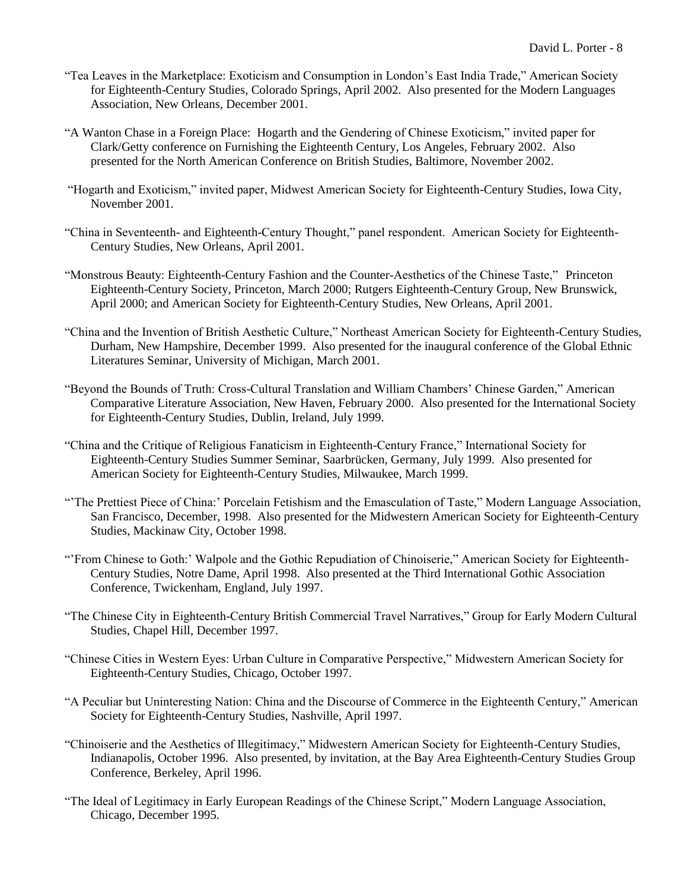"Tea Leaves in the Marketplace: Exoticism and Consumption in London's East India Trade," American Society for Eighteenth-Century Studies, Colorado Springs, April 2002. Also presented for the Modern Languages Association, New Orleans, December 2001.

"A Wanton Chase in a Foreign Place: Hogarth and the Gendering of Chinese Exoticism," invited paper for Clark/Getty conference on Furnishing the Eighteenth Century, Los Angeles, February 2002. Also presented for the North American Conference on British Studies, Baltimore, November 2002.

"Hogarth and Exoticism," invited paper, Midwest American Society for Eighteenth-Century Studies, Iowa City, November 2001.

"China in Seventeenth- and Eighteenth-Century Thought," panel respondent. American Society for Eighteenth-Century Studies, New Orleans, April 2001.

"Monstrous Beauty: Eighteenth-Century Fashion and the Counter-Aesthetics of the Chinese Taste," Princeton Eighteenth-Century Society, Princeton, March 2000; Rutgers Eighteenth-Century Group, New Brunswick, April 2000; and American Society for Eighteenth-Century Studies, New Orleans, April 2001.

"China and the Invention of British Aesthetic Culture," Northeast American Society for Eighteenth-Century Studies, Durham, New Hampshire, December 1999. Also presented for the inaugural conference of the Global Ethnic Literatures Seminar, University of Michigan, March 2001.

"Beyond the Bounds of Truth: Cross-Cultural Translation and William Chambers' Chinese Garden," American Comparative Literature Association, New Haven, February 2000. Also presented for the International Society for Eighteenth-Century Studies, Dublin, Ireland, July 1999.

"China and the Critique of Religious Fanaticism in Eighteenth-Century France," International Society for Eighteenth-Century Studies Summer Seminar, Saarbrücken, Germany, July 1999. Also presented for American Society for Eighteenth-Century Studies, Milwaukee, March 1999.

"'The Prettiest Piece of China:' Porcelain Fetishism and the Emasculation of Taste," Modern Language Association, San Francisco, December, 1998. Also presented for the Midwestern American Society for Eighteenth-Century Studies, Mackinaw City, October 1998.

"'From Chinese to Goth:' Walpole and the Gothic Repudiation of Chinoiserie," American Society for Eighteenth-Century Studies, Notre Dame, April 1998. Also presented at the Third International Gothic Association Conference, Twickenham, England, July 1997.

"The Chinese City in Eighteenth-Century British Commercial Travel Narratives," Group for Early Modern Cultural Studies, Chapel Hill, December 1997.

"Chinese Cities in Western Eyes: Urban Culture in Comparative Perspective," Midwestern American Society for Eighteenth-Century Studies, Chicago, October 1997.

"A Peculiar but Uninteresting Nation: China and the Discourse of Commerce in the Eighteenth Century," American Society for Eighteenth-Century Studies, Nashville, April 1997.

"Chinoiserie and the Aesthetics of Illegitimacy," Midwestern American Society for Eighteenth-Century Studies, Indianapolis, October 1996. Also presented, by invitation, at the Bay Area Eighteenth-Century Studies Group Conference, Berkeley, April 1996.

"The Ideal of Legitimacy in Early European Readings of the Chinese Script," Modern Language Association, Chicago, December 1995.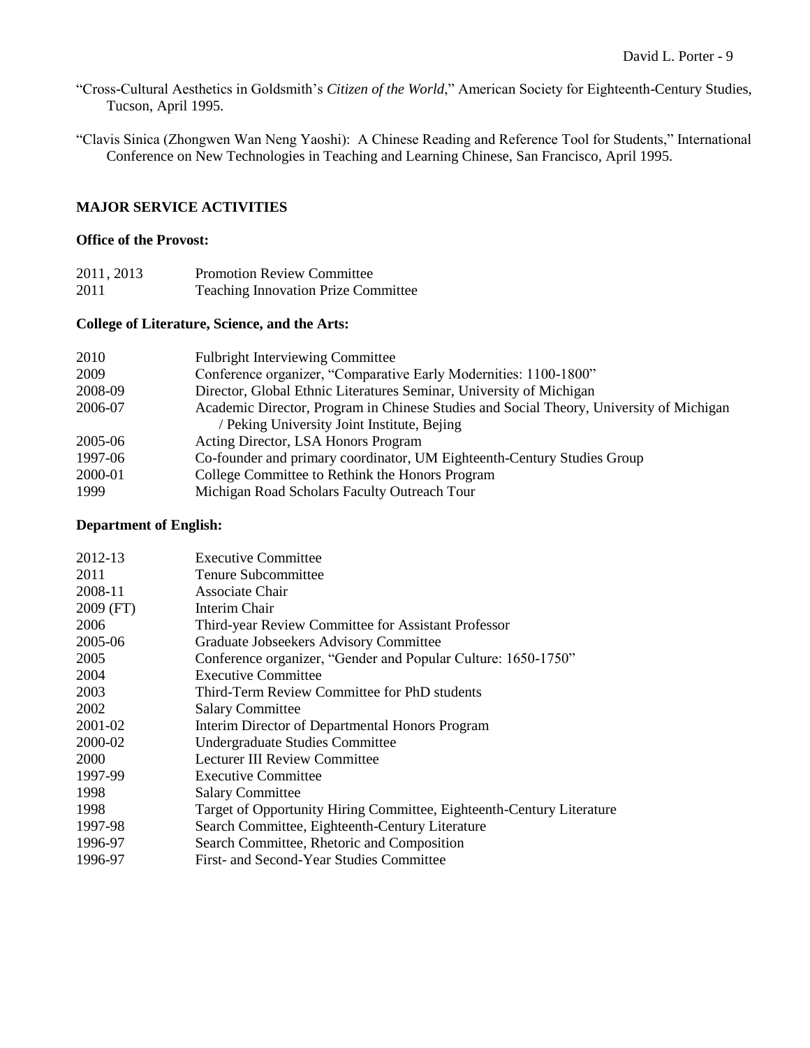"Cross-Cultural Aesthetics in Goldsmith's *Citizen of the World*," American Society for Eighteenth-Century Studies, Tucson, April 1995.

"Clavis Sinica (Zhongwen Wan Neng Yaoshi): A Chinese Reading and Reference Tool for Students," International Conference on New Technologies in Teaching and Learning Chinese, San Francisco, April 1995.

## MAJOR SERVICE ACTIVITIES

### Office of the Provost:

| | |
|---|---|
| 2011, 2013 | Promotion Review Committee |
| 2011 | Teaching Innovation Prize Committee |

### College of Literature, Science, and the Arts:

| | |
|---|---|
| 2010 | Fulbright Interviewing Committee |
| 2009 | Conference organizer, "Comparative Early Modernities: 1100-1800" |
| 2008-09 | Director, Global Ethnic Literatures Seminar, University of Michigan |
| 2006-07 | Academic Director, Program in Chinese Studies and Social Theory, University of Michigan / Peking University Joint Institute, Bejing |
| 2005-06 | Acting Director, LSA Honors Program |
| 1997-06 | Co-founder and primary coordinator, UM Eighteenth-Century Studies Group |
| 2000-01 | College Committee to Rethink the Honors Program |
| 1999 | Michigan Road Scholars Faculty Outreach Tour |

### Department of English:

| | |
|---|---|
| 2012-13 | Executive Committee |
| 2011 | Tenure Subcommittee |
| 2008-11 | Associate Chair |
| 2009 (FT) | Interim Chair |
| 2006 | Third-year Review Committee for Assistant Professor |
| 2005-06 | Graduate Jobseekers Advisory Committee |
| 2005 | Conference organizer, "Gender and Popular Culture: 1650-1750" |
| 2004 | Executive Committee |
| 2003 | Third-Term Review Committee for PhD students |
| 2002 | Salary Committee |
| 2001-02 | Interim Director of Departmental Honors Program |
| 2000-02 | Undergraduate Studies Committee |
| 2000 | Lecturer III Review Committee |
| 1997-99 | Executive Committee |
| 1998 | Salary Committee |
| 1998 | Target of Opportunity Hiring Committee, Eighteenth-Century Literature |
| 1997-98 | Search Committee, Eighteenth-Century Literature |
| 1996-97 | Search Committee, Rhetoric and Composition |
| 1996-97 | First- and Second-Year Studies Committee |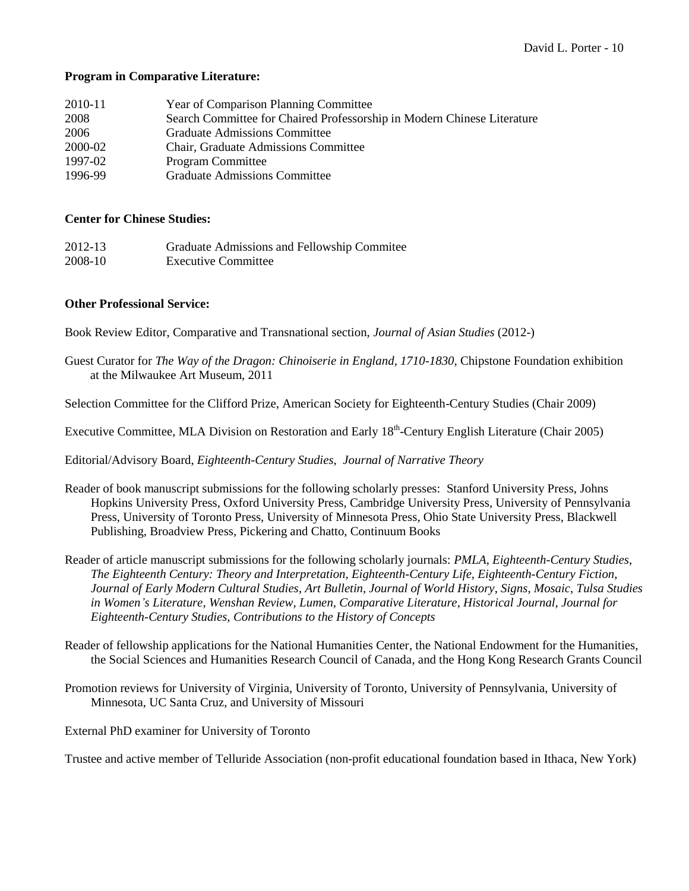**Program in Comparative Literature:**

| | |
|---|---|
| 2010-11 | Year of Comparison Planning Committee |
| 2008 | Search Committee for Chaired Professorship in Modern Chinese Literature |
| 2006 | Graduate Admissions Committee |
| 2000-02 | Chair, Graduate Admissions Committee |
| 1997-02 | Program Committee |
| 1996-99 | Graduate Admissions Committee |

**Center for Chinese Studies:**

| | |
|---|---|
| 2012-13 | Graduate Admissions and Fellowship Commitee |
| 2008-10 | Executive Committee |

**Other Professional Service:**

Book Review Editor, Comparative and Transnational section, *Journal of Asian Studies* (2012-)

Guest Curator for *The Way of the Dragon: Chinoiserie in England, 1710-1830*, Chipstone Foundation exhibition at the Milwaukee Art Museum, 2011

Selection Committee for the Clifford Prize, American Society for Eighteenth-Century Studies (Chair 2009)

Executive Committee, MLA Division on Restoration and Early 18th-Century English Literature (Chair 2005)

Editorial/Advisory Board, *Eighteenth-Century Studies*, *Journal of Narrative Theory*

Reader of book manuscript submissions for the following scholarly presses: Stanford University Press, Johns Hopkins University Press, Oxford University Press, Cambridge University Press, University of Pennsylvania Press, University of Toronto Press, University of Minnesota Press, Ohio State University Press, Blackwell Publishing, Broadview Press, Pickering and Chatto, Continuum Books

Reader of article manuscript submissions for the following scholarly journals: *PMLA*, *Eighteenth-Century Studies, The Eighteenth Century: Theory and Interpretation, Eighteenth-Century Life*, *Eighteenth-Century Fiction*, *Journal of Early Modern Cultural Studies*, *Art Bulletin*, *Journal of World History*, *Signs*, *Mosaic*, *Tulsa Studies in Women's Literature*, *Wenshan Review, Lumen, Comparative Literature, Historical Journal*, *Journal for Eighteenth-Century Studies, Contributions to the History of Concepts*

Reader of fellowship applications for the National Humanities Center, the National Endowment for the Humanities, the Social Sciences and Humanities Research Council of Canada, and the Hong Kong Research Grants Council

Promotion reviews for University of Virginia, University of Toronto, University of Pennsylvania, University of Minnesota, UC Santa Cruz, and University of Missouri

External PhD examiner for University of Toronto

Trustee and active member of Telluride Association (non-profit educational foundation based in Ithaca, New York)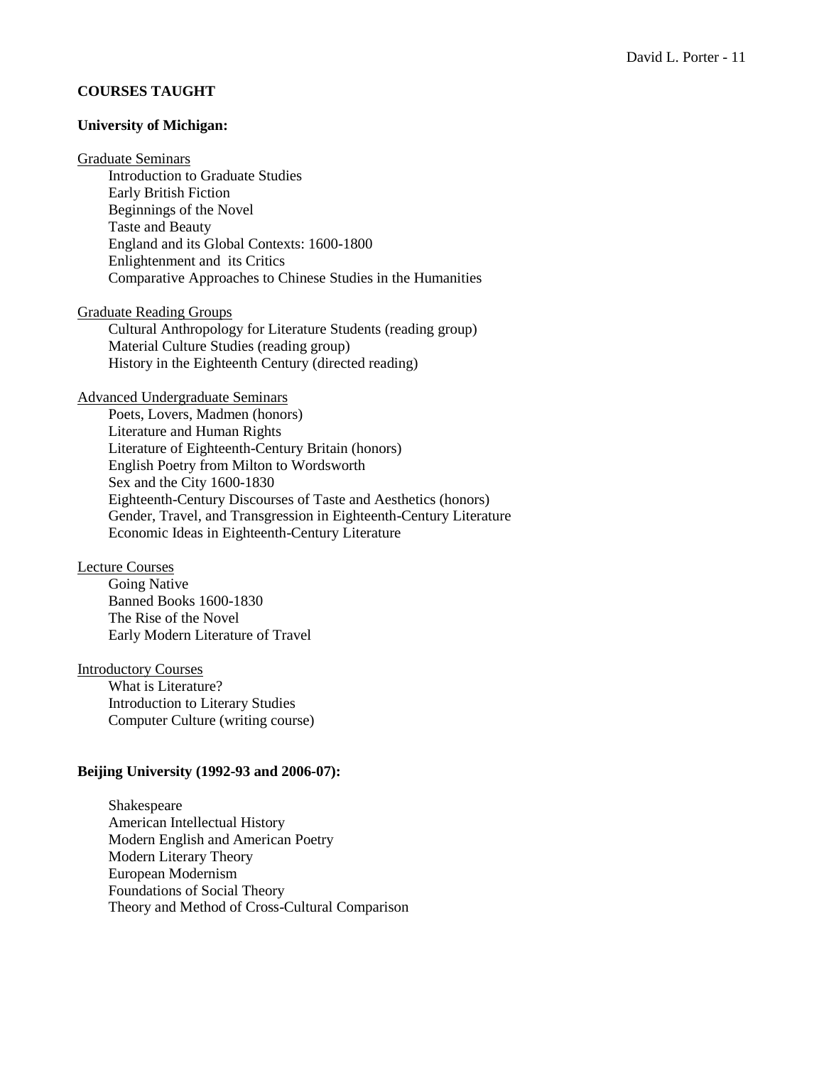## COURSES TAUGHT

### University of Michigan:

Graduate Seminars

- Introduction to Graduate Studies
- Early British Fiction
- Beginnings of the Novel
- Taste and Beauty
- England and its Global Contexts: 1600-1800
- Enlightenment and its Critics
- Comparative Approaches to Chinese Studies in the Humanities

Graduate Reading Groups

- Cultural Anthropology for Literature Students (reading group)
- Material Culture Studies (reading group)
- History in the Eighteenth Century (directed reading)

Advanced Undergraduate Seminars

- Poets, Lovers, Madmen (honors)
- Literature and Human Rights
- Literature of Eighteenth-Century Britain (honors)
- English Poetry from Milton to Wordsworth
- Sex and the City 1600-1830
- Eighteenth-Century Discourses of Taste and Aesthetics (honors)
- Gender, Travel, and Transgression in Eighteenth-Century Literature
- Economic Ideas in Eighteenth-Century Literature

Lecture Courses

- Going Native
- Banned Books 1600-1830
- The Rise of the Novel
- Early Modern Literature of Travel

Introductory Courses

- What is Literature?
- Introduction to Literary Studies
- Computer Culture (writing course)

### Beijing University (1992-93 and 2006-07):

- Shakespeare
- American Intellectual History
- Modern English and American Poetry
- Modern Literary Theory
- European Modernism
- Foundations of Social Theory
- Theory and Method of Cross-Cultural Comparison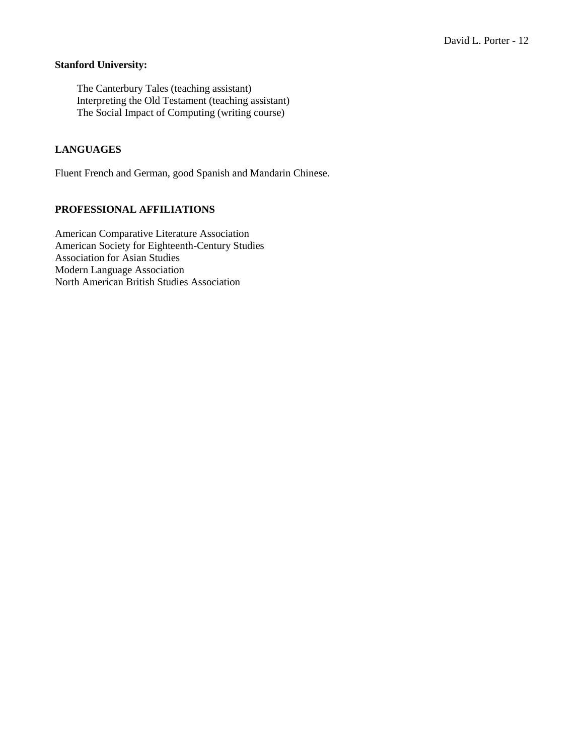**Stanford University:**

The Canterbury Tales (teaching assistant)
Interpreting the Old Testament (teaching assistant)
The Social Impact of Computing (writing course)

## LANGUAGES

Fluent French and German, good Spanish and Mandarin Chinese.

## PROFESSIONAL AFFILIATIONS

American Comparative Literature Association
American Society for Eighteenth-Century Studies
Association for Asian Studies
Modern Language Association
North American British Studies Association